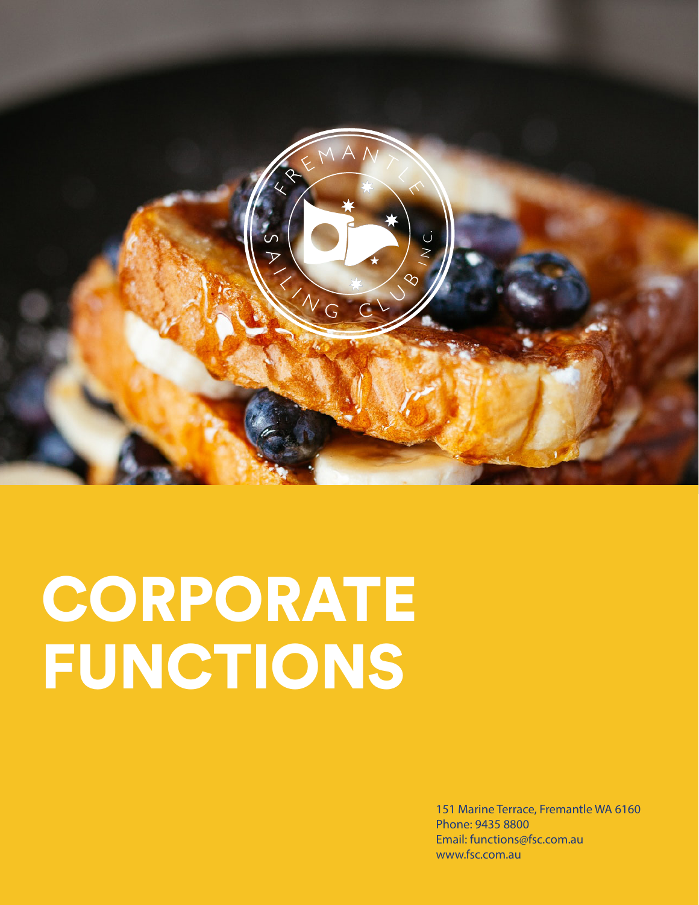# CORPORATE FUNCTIONS

151 Marine Terrace, Fremantle WA 6160
Phone: 9435 8800
Email: functions@fsc.com.au
www.fsc.com.au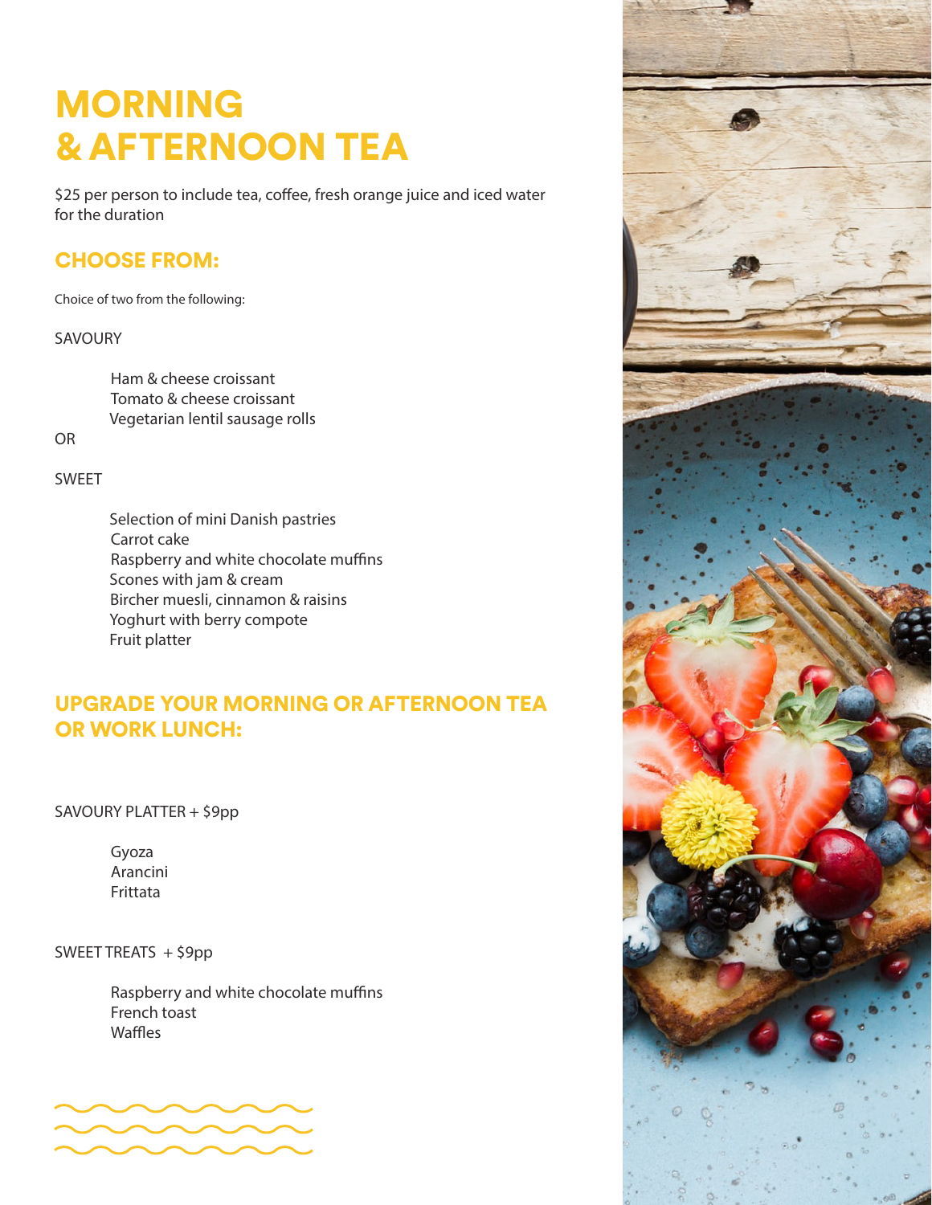# MORNING & AFTERNOON TEA

$25 per person to include tea, coffee, fresh orange juice and iced water for the duration

## CHOOSE FROM:

Choice of two from the following:

SAVOURY

- Ham & cheese croissant
- Tomato & cheese croissant
- Vegetarian lentil sausage rolls

OR

SWEET

- Selection of mini Danish pastries
- Carrot cake
- Raspberry and white chocolate muffins
- Scones with jam & cream
- Bircher muesli, cinnamon & raisins
- Yoghurt with berry compote
- Fruit platter

## UPGRADE YOUR MORNING OR AFTERNOON TEA OR WORK LUNCH:

SAVOURY PLATTER + $9pp

- Gyoza
- Arancini
- Frittata

SWEET TREATS + $9pp

- Raspberry and white chocolate muffins
- French toast
- Waffles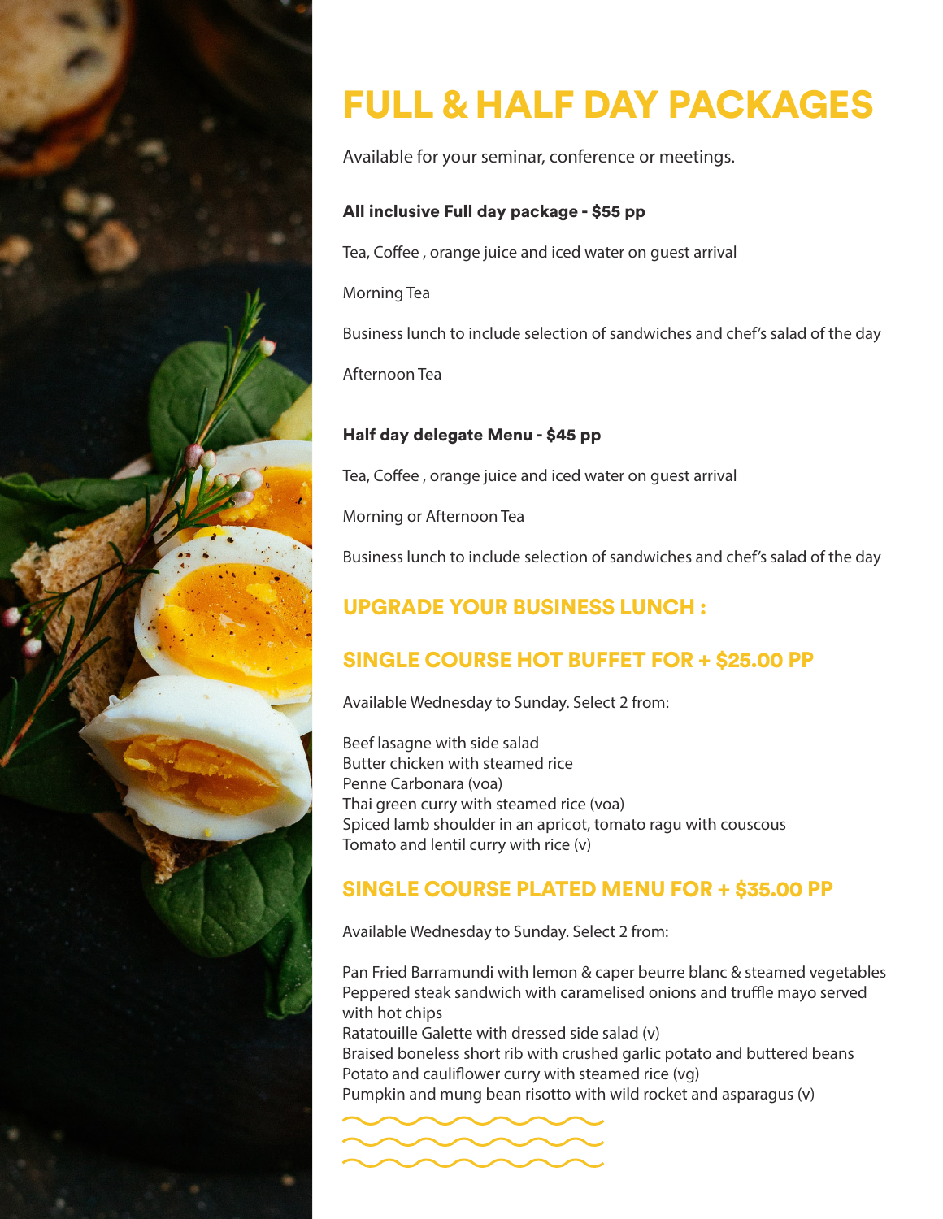# FULL & HALF DAY PACKAGES

Available for your seminar, conference or meetings.

**All inclusive Full day package - $55 pp**

Tea, Coffee , orange juice and iced water on guest arrival

Morning Tea

Business lunch to include selection of sandwiches and chef's salad of the day

Afternoon Tea

**Half day delegate Menu - $45 pp**

Tea, Coffee , orange juice and iced water on guest arrival

Morning or Afternoon Tea

Business lunch to include selection of sandwiches and chef's salad of the day

## UPGRADE YOUR BUSINESS LUNCH :

## SINGLE COURSE HOT BUFFET FOR + $25.00 PP

Available Wednesday to Sunday. Select 2 from:

Beef lasagne with side salad
Butter chicken with steamed rice
Penne Carbonara (voa)
Thai green curry with steamed rice (voa)
Spiced lamb shoulder in an apricot, tomato ragu with couscous
Tomato and lentil curry with rice (v)

## SINGLE COURSE PLATED MENU FOR + $35.00 PP

Available Wednesday to Sunday. Select 2 from:

Pan Fried Barramundi with lemon & caper beurre blanc & steamed vegetables
Peppered steak sandwich with caramelised onions and truffle mayo served with hot chips
Ratatouille Galette with dressed side salad (v)
Braised boneless short rib with crushed garlic potato and buttered beans
Potato and cauliflower curry with steamed rice (vg)
Pumpkin and mung bean risotto with wild rocket and asparagus (v)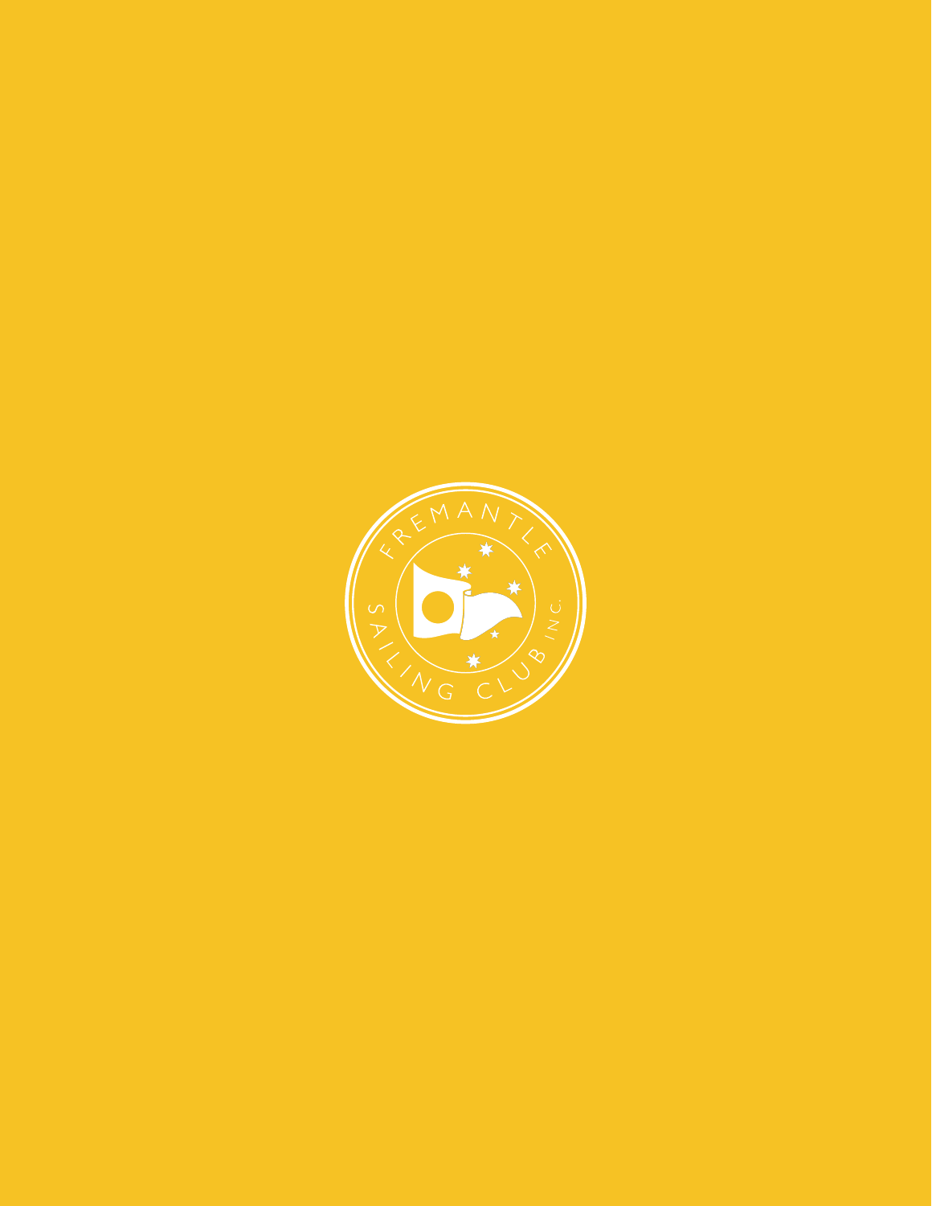FREMANTLE SAILING CLUB INC.